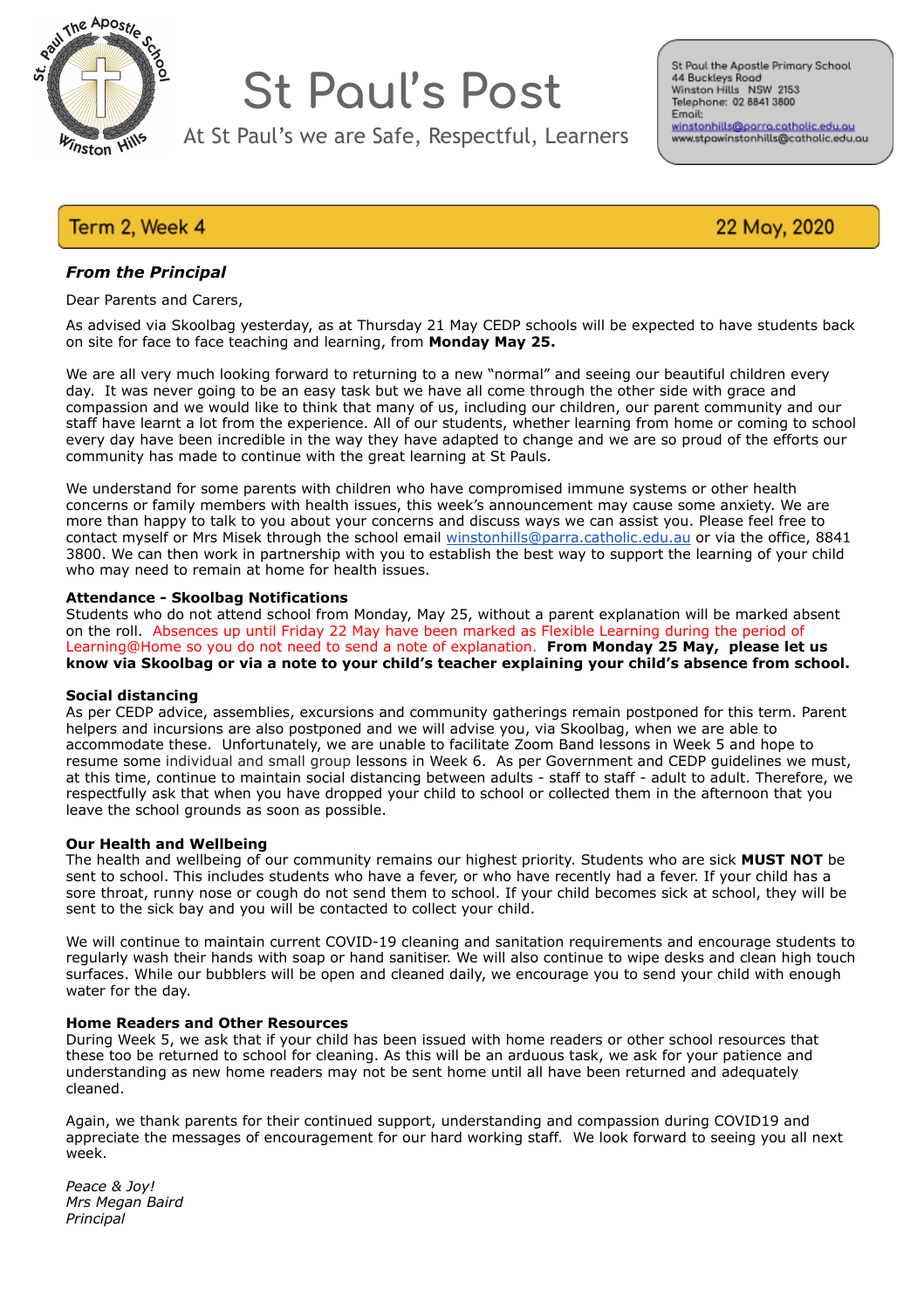# St Paul's Post

At St Paul's we are Safe, Respectful, Learners

St Paul the Apostle Primary School
44 Buckleys Road
Winston Hills NSW 2153
Telephone: 02 8841 3800
Email:
winstonhills@parra.catholic.edu.au
www.stpawinstonhills@catholic.edu.au

**Term 2, Week 4** — **22 May, 2020**

## *From the Principal*

Dear Parents and Carers,

As advised via Skoolbag yesterday, as at Thursday 21 May CEDP schools will be expected to have students back on site for face to face teaching and learning, from **Monday May 25.**

We are all very much looking forward to returning to a new "normal" and seeing our beautiful children every day. It was never going to be an easy task but we have all come through the other side with grace and compassion and we would like to think that many of us, including our children, our parent community and our staff have learnt a lot from the experience. All of our students, whether learning from home or coming to school every day have been incredible in the way they have adapted to change and we are so proud of the efforts our community has made to continue with the great learning at St Pauls.

We understand for some parents with children who have compromised immune systems or other health concerns or family members with health issues, this week's announcement may cause some anxiety. We are more than happy to talk to you about your concerns and discuss ways we can assist you. Please feel free to contact myself or Mrs Misek through the school email winstonhills@parra.catholic.edu.au or via the office, 8841 3800. We can then work in partnership with you to establish the best way to support the learning of your child who may need to remain at home for health issues.

**Attendance - Skoolbag Notifications**
Students who do not attend school from Monday, May 25, without a parent explanation will be marked absent on the roll. Absences up until Friday 22 May have been marked as Flexible Learning during the period of Learning@Home so you do not need to send a note of explanation. **From Monday 25 May, please let us know via Skoolbag or via a note to your child's teacher explaining your child's absence from school.**

**Social distancing**
As per CEDP advice, assemblies, excursions and community gatherings remain postponed for this term. Parent helpers and incursions are also postponed and we will advise you, via Skoolbag, when we are able to accommodate these. Unfortunately, we are unable to facilitate Zoom Band lessons in Week 5 and hope to resume some individual and small group lessons in Week 6. As per Government and CEDP guidelines we must, at this time, continue to maintain social distancing between adults - staff to staff - adult to adult. Therefore, we respectfully ask that when you have dropped your child to school or collected them in the afternoon that you leave the school grounds as soon as possible.

**Our Health and Wellbeing**
The health and wellbeing of our community remains our highest priority. Students who are sick **MUST NOT** be sent to school. This includes students who have a fever, or who have recently had a fever. If your child has a sore throat, runny nose or cough do not send them to school. If your child becomes sick at school, they will be sent to the sick bay and you will be contacted to collect your child.

We will continue to maintain current COVID-19 cleaning and sanitation requirements and encourage students to regularly wash their hands with soap or hand sanitiser. We will also continue to wipe desks and clean high touch surfaces. While our bubblers will be open and cleaned daily, we encourage you to send your child with enough water for the day.

**Home Readers and Other Resources**
During Week 5, we ask that if your child has been issued with home readers or other school resources that these too be returned to school for cleaning. As this will be an arduous task, we ask for your patience and understanding as new home readers may not be sent home until all have been returned and adequately cleaned.

Again, we thank parents for their continued support, understanding and compassion during COVID19 and appreciate the messages of encouragement for our hard working staff. We look forward to seeing you all next week.

*Peace & Joy!*
*Mrs Megan Baird*
*Principal*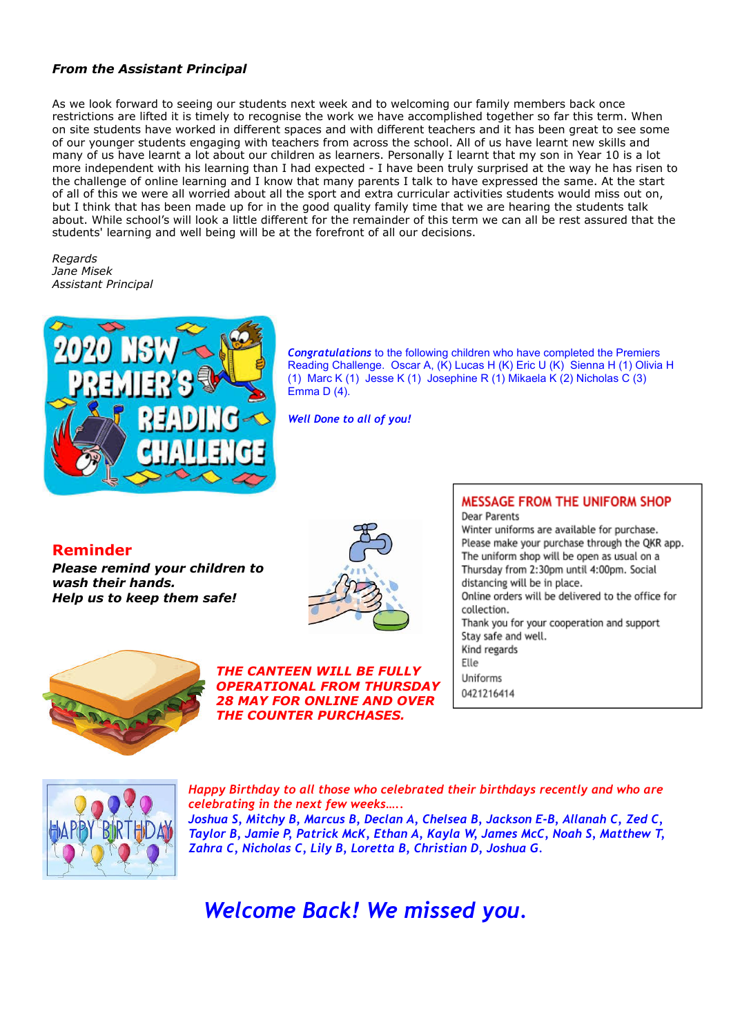### *From the Assistant Principal*

As we look forward to seeing our students next week and to welcoming our family members back once restrictions are lifted it is timely to recognise the work we have accomplished together so far this term. When on site students have worked in different spaces and with different teachers and it has been great to see some of our younger students engaging with teachers from across the school. All of us have learnt new skills and many of us have learnt a lot about our children as learners. Personally I learnt that my son in Year 10 is a lot more independent with his learning than I had expected - I have been truly surprised at the way he has risen to the challenge of online learning and I know that many parents I talk to have expressed the same. At the start of all of this we were all worried about all the sport and extra curricular activities students would miss out on, but I think that has been made up for in the good quality family time that we are hearing the students talk about. While school's will look a little different for the remainder of this term we can all be rest assured that the students' learning and well being will be at the forefront of all our decisions.

*Regards*
*Jane Misek*
*Assistant Principal*

***Congratulations*** to the following children who have completed the Premiers Reading Challenge. Oscar A, (K) Lucas H (K) Eric U (K) Sienna H (1) Olivia H (1) Marc K (1) Jesse K (1) Josephine R (1) Mikaela K (2) Nicholas C (3) Emma D (4).

***Well Done to all of you!***

## Reminder

***Please remind your children to wash their hands.***
***Help us to keep them safe!***

**MESSAGE FROM THE UNIFORM SHOP**

Dear Parents
Winter uniforms are available for purchase.
Please make your purchase through the QKR app.
The uniform shop will be open as usual on a Thursday from 2:30pm until 4:00pm. Social distancing will be in place.
Online orders will be delivered to the office for collection.
Thank you for your cooperation and support
Stay safe and well.
Kind regards
Elle
Uniforms
0421216414

***THE CANTEEN WILL BE FULLY OPERATIONAL FROM THURSDAY 28 MAY FOR ONLINE AND OVER THE COUNTER PURCHASES.***

*Happy Birthday to all those who celebrated their birthdays recently and who are celebrating in the next few weeks…..*
***Joshua S, Mitchy B, Marcus B, Declan A, Chelsea B, Jackson E-B, Allanah C, Zed C, Taylor B, Jamie P, Patrick McK, Ethan A, Kayla W, James McC, Noah S, Matthew T, Zahra C, Nicholas C, Lily B, Loretta B, Christian D, Joshua G.***

# *Welcome Back! We missed you.*